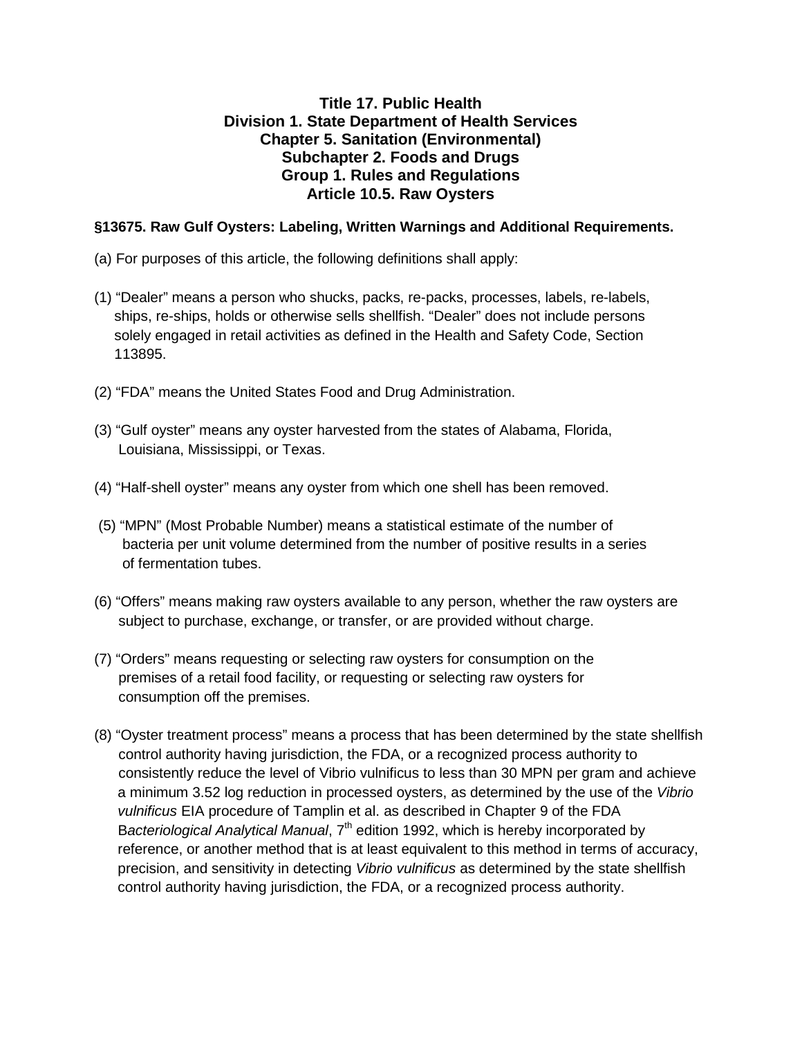# Title 17. Public Health
# Division 1. State Department of Health Services
# Chapter 5. Sanitation (Environmental)
# Subchapter 2. Foods and Drugs
# Group 1. Rules and Regulations
# Article 10.5. Raw Oysters

**§13675. Raw Gulf Oysters: Labeling, Written Warnings and Additional Requirements.**

(a) For purposes of this article, the following definitions shall apply:

(1) “Dealer” means a person who shucks, packs, re-packs, processes, labels, re-labels, ships, re-ships, holds or otherwise sells shellfish. “Dealer” does not include persons solely engaged in retail activities as defined in the Health and Safety Code, Section 113895.

(2) “FDA” means the United States Food and Drug Administration.

(3) “Gulf oyster” means any oyster harvested from the states of Alabama, Florida, Louisiana, Mississippi, or Texas.

(4) “Half-shell oyster” means any oyster from which one shell has been removed.

(5) “MPN” (Most Probable Number) means a statistical estimate of the number of bacteria per unit volume determined from the number of positive results in a series of fermentation tubes.

(6) “Offers” means making raw oysters available to any person, whether the raw oysters are subject to purchase, exchange, or transfer, or are provided without charge.

(7) “Orders” means requesting or selecting raw oysters for consumption on the premises of a retail food facility, or requesting or selecting raw oysters for consumption off the premises.

(8) “Oyster treatment process” means a process that has been determined by the state shellfish control authority having jurisdiction, the FDA, or a recognized process authority to consistently reduce the level of Vibrio vulnificus to less than 30 MPN per gram and achieve a minimum 3.52 log reduction in processed oysters, as determined by the use of the *Vibrio vulnificus* EIA procedure of Tamplin et al. as described in Chapter 9 of the FDA B*acteriological Analytical Manual*, 7th edition 1992, which is hereby incorporated by reference, or another method that is at least equivalent to this method in terms of accuracy, precision, and sensitivity in detecting *Vibrio vulnificus* as determined by the state shellfish control authority having jurisdiction, the FDA, or a recognized process authority.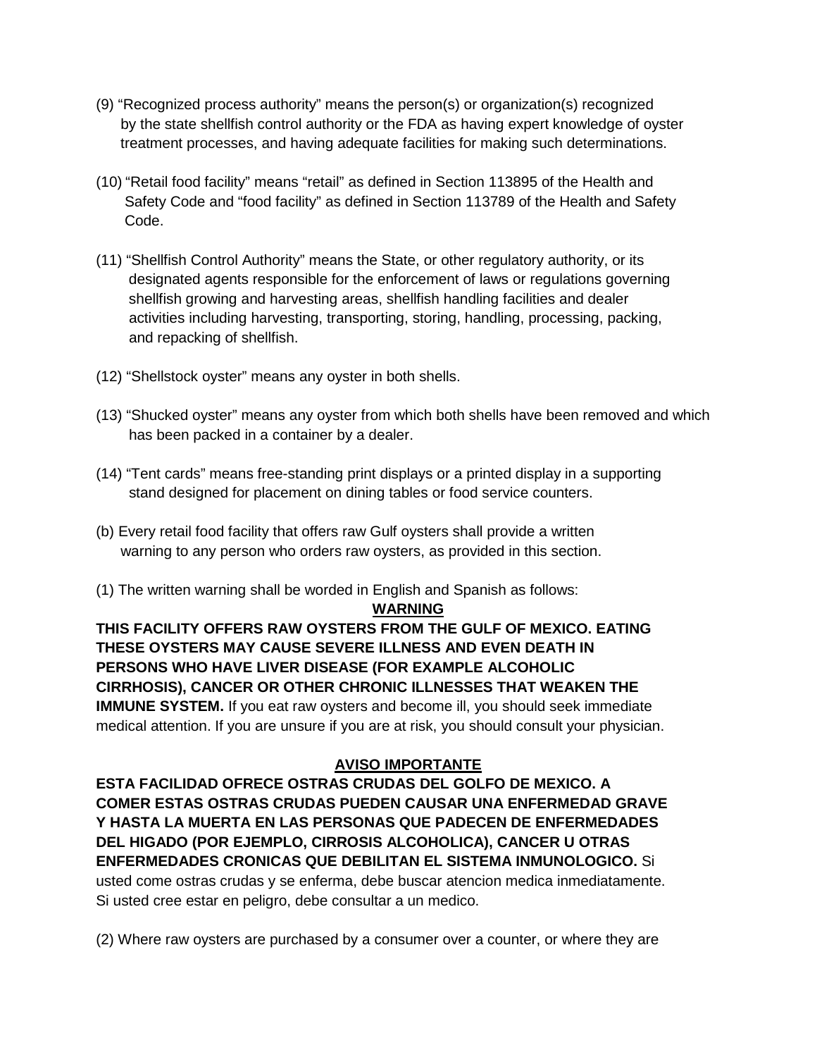(9) "Recognized process authority" means the person(s) or organization(s) recognized by the state shellfish control authority or the FDA as having expert knowledge of oyster treatment processes, and having adequate facilities for making such determinations.

(10) "Retail food facility" means "retail" as defined in Section 113895 of the Health and Safety Code and "food facility" as defined in Section 113789 of the Health and Safety Code.

(11) "Shellfish Control Authority" means the State, or other regulatory authority, or its designated agents responsible for the enforcement of laws or regulations governing shellfish growing and harvesting areas, shellfish handling facilities and dealer activities including harvesting, transporting, storing, handling, processing, packing, and repacking of shellfish.

(12) "Shellstock oyster" means any oyster in both shells.

(13) "Shucked oyster" means any oyster from which both shells have been removed and which has been packed in a container by a dealer.

(14) "Tent cards" means free-standing print displays or a printed display in a supporting stand designed for placement on dining tables or food service counters.

(b) Every retail food facility that offers raw Gulf oysters shall provide a written warning to any person who orders raw oysters, as provided in this section.

(1) The written warning shall be worded in English and Spanish as follows:

**WARNING**

**THIS FACILITY OFFERS RAW OYSTERS FROM THE GULF OF MEXICO. EATING THESE OYSTERS MAY CAUSE SEVERE ILLNESS AND EVEN DEATH IN PERSONS WHO HAVE LIVER DISEASE (FOR EXAMPLE ALCOHOLIC CIRRHOSIS), CANCER OR OTHER CHRONIC ILLNESSES THAT WEAKEN THE IMMUNE SYSTEM.** If you eat raw oysters and become ill, you should seek immediate medical attention. If you are unsure if you are at risk, you should consult your physician.

**AVISO IMPORTANTE**

**ESTA FACILIDAD OFRECE OSTRAS CRUDAS DEL GOLFO DE MEXICO. A COMER ESTAS OSTRAS CRUDAS PUEDEN CAUSAR UNA ENFERMEDAD GRAVE Y HASTA LA MUERTA EN LAS PERSONAS QUE PADECEN DE ENFERMEDADES DEL HIGADO (POR EJEMPLO, CIRROSIS ALCOHOLICA), CANCER U OTRAS ENFERMEDADES CRONICAS QUE DEBILITAN EL SISTEMA INMUNOLOGICO.** Si usted come ostras crudas y se enferma, debe buscar atencion medica inmediatamente. Si usted cree estar en peligro, debe consultar a un medico.

(2) Where raw oysters are purchased by a consumer over a counter, or where they are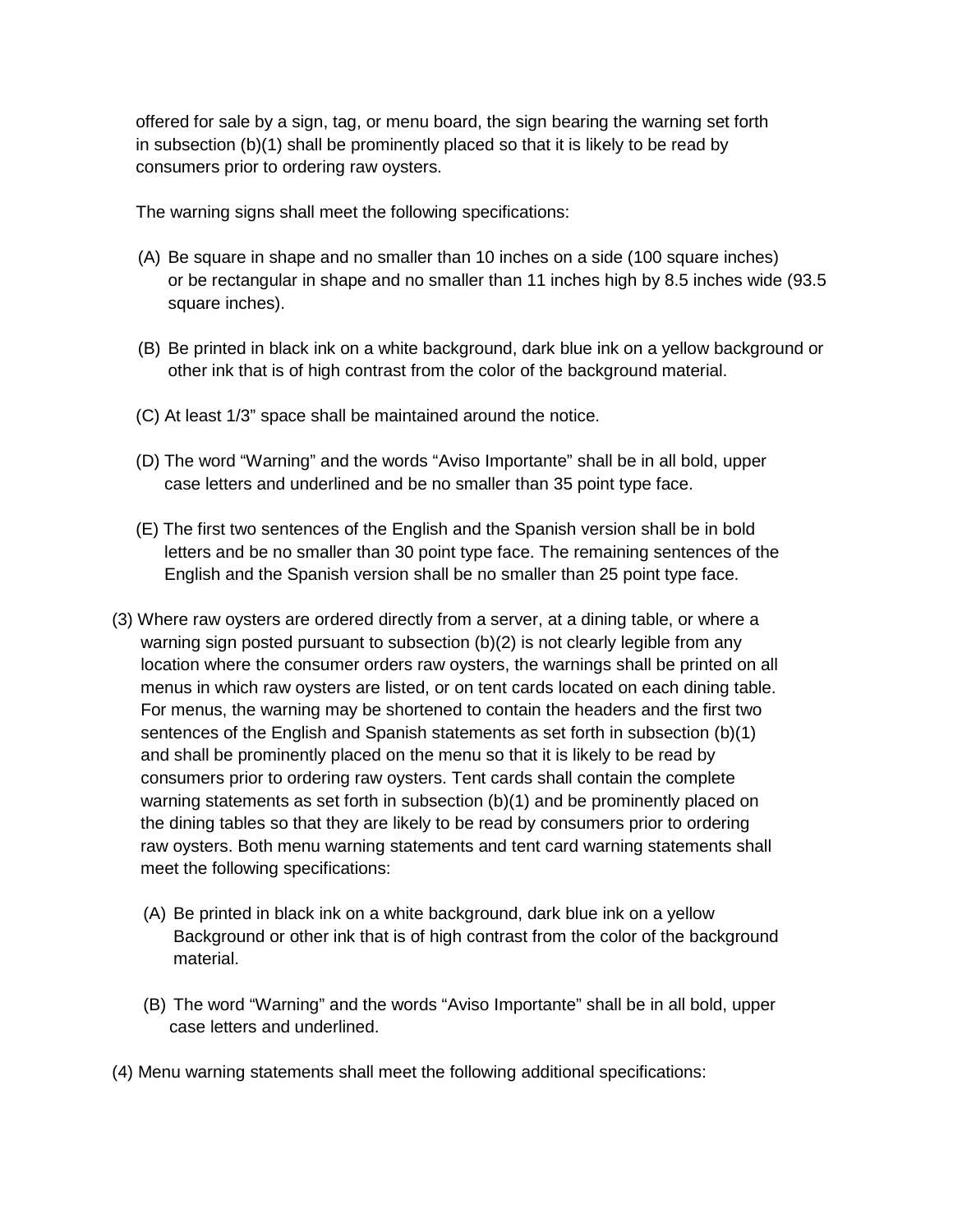offered for sale by a sign, tag, or menu board, the sign bearing the warning set forth in subsection (b)(1) shall be prominently placed so that it is likely to be read by consumers prior to ordering raw oysters.

The warning signs shall meet the following specifications:

(A) Be square in shape and no smaller than 10 inches on a side (100 square inches) or be rectangular in shape and no smaller than 11 inches high by 8.5 inches wide (93.5 square inches).

(B) Be printed in black ink on a white background, dark blue ink on a yellow background or other ink that is of high contrast from the color of the background material.

(C) At least 1/3" space shall be maintained around the notice.

(D) The word "Warning" and the words "Aviso Importante" shall be in all bold, upper case letters and underlined and be no smaller than 35 point type face.

(E) The first two sentences of the English and the Spanish version shall be in bold letters and be no smaller than 30 point type face. The remaining sentences of the English and the Spanish version shall be no smaller than 25 point type face.

(3) Where raw oysters are ordered directly from a server, at a dining table, or where a warning sign posted pursuant to subsection (b)(2) is not clearly legible from any location where the consumer orders raw oysters, the warnings shall be printed on all menus in which raw oysters are listed, or on tent cards located on each dining table. For menus, the warning may be shortened to contain the headers and the first two sentences of the English and Spanish statements as set forth in subsection (b)(1) and shall be prominently placed on the menu so that it is likely to be read by consumers prior to ordering raw oysters. Tent cards shall contain the complete warning statements as set forth in subsection (b)(1) and be prominently placed on the dining tables so that they are likely to be read by consumers prior to ordering raw oysters. Both menu warning statements and tent card warning statements shall meet the following specifications:

(A) Be printed in black ink on a white background, dark blue ink on a yellow Background or other ink that is of high contrast from the color of the background material.

(B) The word "Warning" and the words "Aviso Importante" shall be in all bold, upper case letters and underlined.

(4) Menu warning statements shall meet the following additional specifications: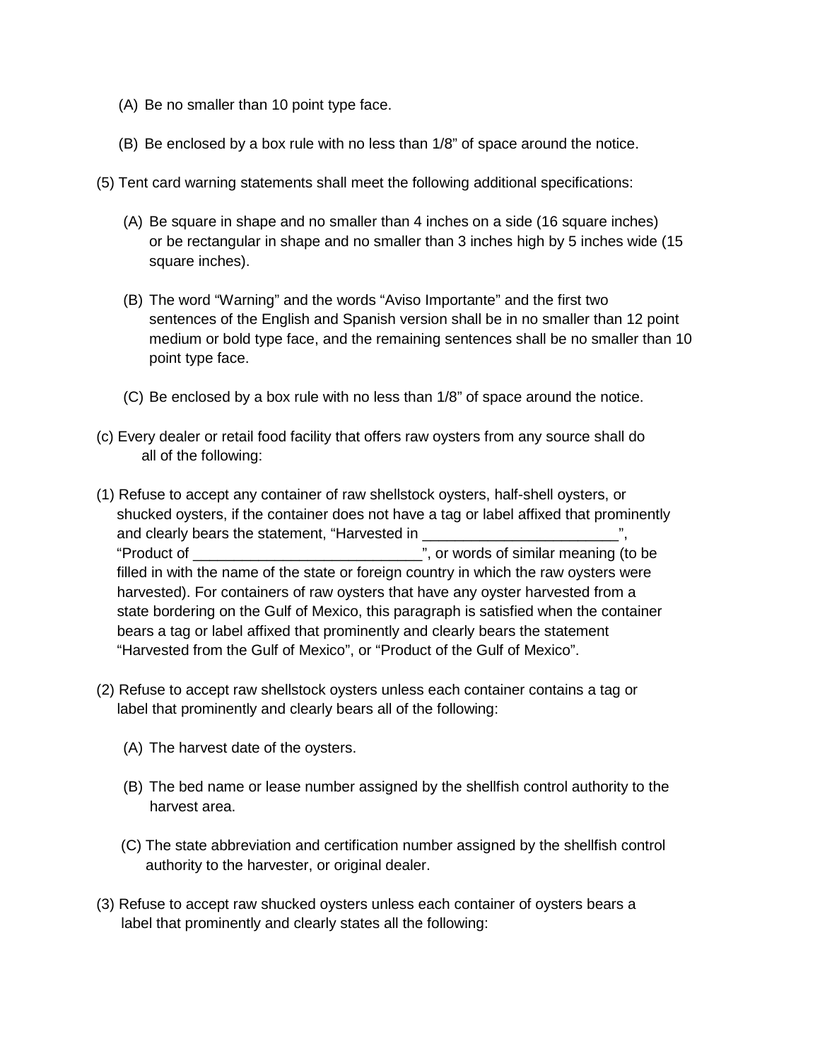(A) Be no smaller than 10 point type face.

(B) Be enclosed by a box rule with no less than 1/8” of space around the notice.

(5) Tent card warning statements shall meet the following additional specifications:

(A) Be square in shape and no smaller than 4 inches on a side (16 square inches) or be rectangular in shape and no smaller than 3 inches high by 5 inches wide (15 square inches).

(B) The word “Warning” and the words “Aviso Importante” and the first two sentences of the English and Spanish version shall be in no smaller than 12 point medium or bold type face, and the remaining sentences shall be no smaller than 10 point type face.

(C) Be enclosed by a box rule with no less than 1/8” of space around the notice.

(c) Every dealer or retail food facility that offers raw oysters from any source shall do all of the following:

(1) Refuse to accept any container of raw shellstock oysters, half-shell oysters, or shucked oysters, if the container does not have a tag or label affixed that prominently and clearly bears the statement, “Harvested in ________________________”, “Product of ____________________________”, or words of similar meaning (to be filled in with the name of the state or foreign country in which the raw oysters were harvested). For containers of raw oysters that have any oyster harvested from a state bordering on the Gulf of Mexico, this paragraph is satisfied when the container bears a tag or label affixed that prominently and clearly bears the statement “Harvested from the Gulf of Mexico”, or “Product of the Gulf of Mexico”.

(2) Refuse to accept raw shellstock oysters unless each container contains a tag or label that prominently and clearly bears all of the following:

(A) The harvest date of the oysters.

(B) The bed name or lease number assigned by the shellfish control authority to the harvest area.

(C) The state abbreviation and certification number assigned by the shellfish control authority to the harvester, or original dealer.

(3) Refuse to accept raw shucked oysters unless each container of oysters bears a label that prominently and clearly states all the following: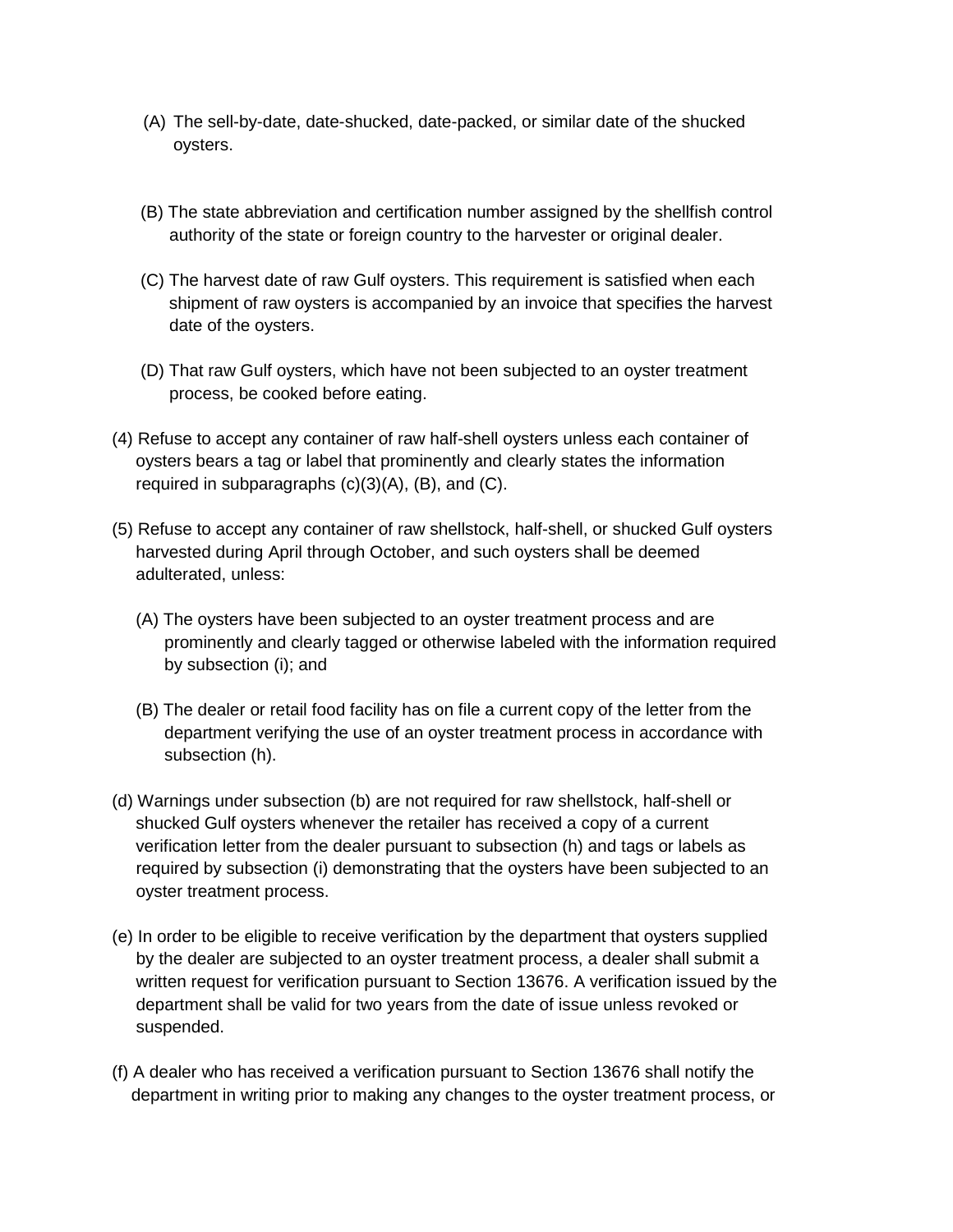(A) The sell-by-date, date-shucked, date-packed, or similar date of the shucked oysters.

(B) The state abbreviation and certification number assigned by the shellfish control authority of the state or foreign country to the harvester or original dealer.

(C) The harvest date of raw Gulf oysters. This requirement is satisfied when each shipment of raw oysters is accompanied by an invoice that specifies the harvest date of the oysters.

(D) That raw Gulf oysters, which have not been subjected to an oyster treatment process, be cooked before eating.

(4) Refuse to accept any container of raw half-shell oysters unless each container of oysters bears a tag or label that prominently and clearly states the information required in subparagraphs (c)(3)(A), (B), and (C).

(5) Refuse to accept any container of raw shellstock, half-shell, or shucked Gulf oysters harvested during April through October, and such oysters shall be deemed adulterated, unless:

(A) The oysters have been subjected to an oyster treatment process and are prominently and clearly tagged or otherwise labeled with the information required by subsection (i); and

(B) The dealer or retail food facility has on file a current copy of the letter from the department verifying the use of an oyster treatment process in accordance with subsection (h).

(d) Warnings under subsection (b) are not required for raw shellstock, half-shell or shucked Gulf oysters whenever the retailer has received a copy of a current verification letter from the dealer pursuant to subsection (h) and tags or labels as required by subsection (i) demonstrating that the oysters have been subjected to an oyster treatment process.

(e) In order to be eligible to receive verification by the department that oysters supplied by the dealer are subjected to an oyster treatment process, a dealer shall submit a written request for verification pursuant to Section 13676. A verification issued by the department shall be valid for two years from the date of issue unless revoked or suspended.

(f) A dealer who has received a verification pursuant to Section 13676 shall notify the department in writing prior to making any changes to the oyster treatment process, or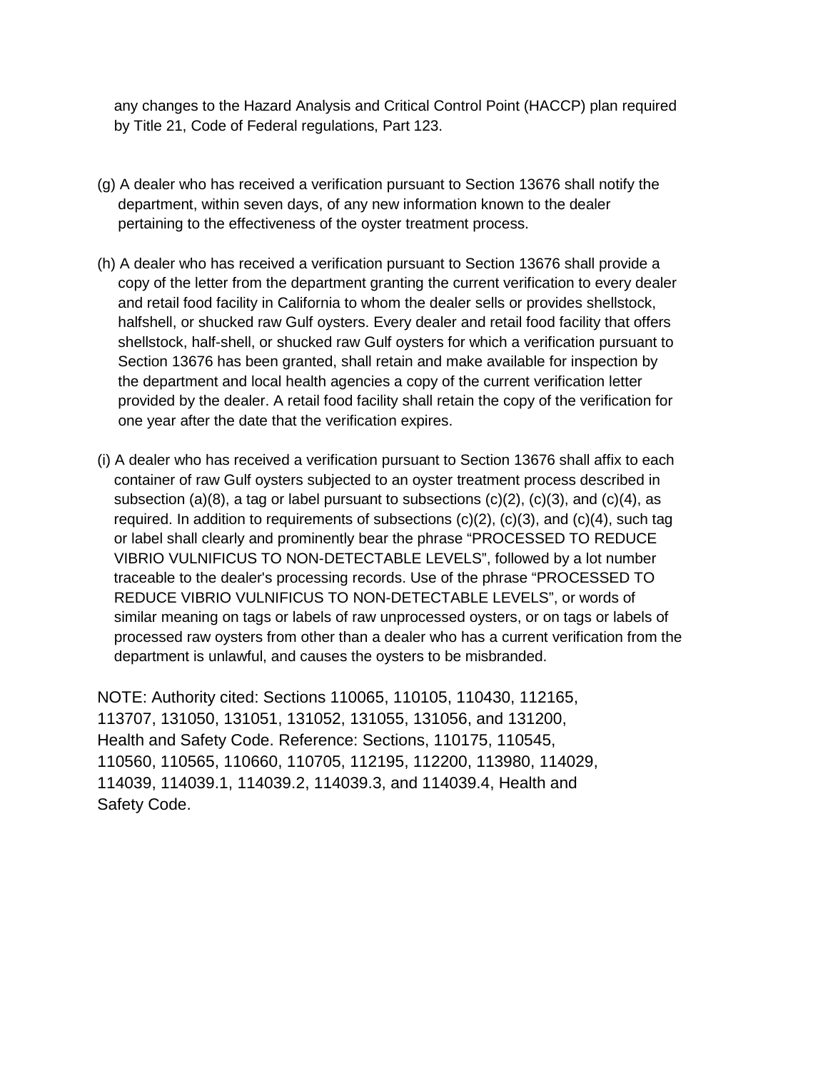any changes to the Hazard Analysis and Critical Control Point (HACCP) plan required by Title 21, Code of Federal regulations, Part 123.

(g) A dealer who has received a verification pursuant to Section 13676 shall notify the department, within seven days, of any new information known to the dealer pertaining to the effectiveness of the oyster treatment process.

(h) A dealer who has received a verification pursuant to Section 13676 shall provide a copy of the letter from the department granting the current verification to every dealer and retail food facility in California to whom the dealer sells or provides shellstock, halfshell, or shucked raw Gulf oysters. Every dealer and retail food facility that offers shellstock, half-shell, or shucked raw Gulf oysters for which a verification pursuant to Section 13676 has been granted, shall retain and make available for inspection by the department and local health agencies a copy of the current verification letter provided by the dealer. A retail food facility shall retain the copy of the verification for one year after the date that the verification expires.

(i) A dealer who has received a verification pursuant to Section 13676 shall affix to each container of raw Gulf oysters subjected to an oyster treatment process described in subsection (a)(8), a tag or label pursuant to subsections (c)(2), (c)(3), and (c)(4), as required. In addition to requirements of subsections (c)(2), (c)(3), and (c)(4), such tag or label shall clearly and prominently bear the phrase “PROCESSED TO REDUCE VIBRIO VULNIFICUS TO NON-DETECTABLE LEVELS”, followed by a lot number traceable to the dealer's processing records. Use of the phrase “PROCESSED TO REDUCE VIBRIO VULNIFICUS TO NON-DETECTABLE LEVELS”, or words of similar meaning on tags or labels of raw unprocessed oysters, or on tags or labels of processed raw oysters from other than a dealer who has a current verification from the department is unlawful, and causes the oysters to be misbranded.

NOTE: Authority cited: Sections 110065, 110105, 110430, 112165, 113707, 131050, 131051, 131052, 131055, 131056, and 131200, Health and Safety Code. Reference: Sections, 110175, 110545, 110560, 110565, 110660, 110705, 112195, 112200, 113980, 114029, 114039, 114039.1, 114039.2, 114039.3, and 114039.4, Health and Safety Code.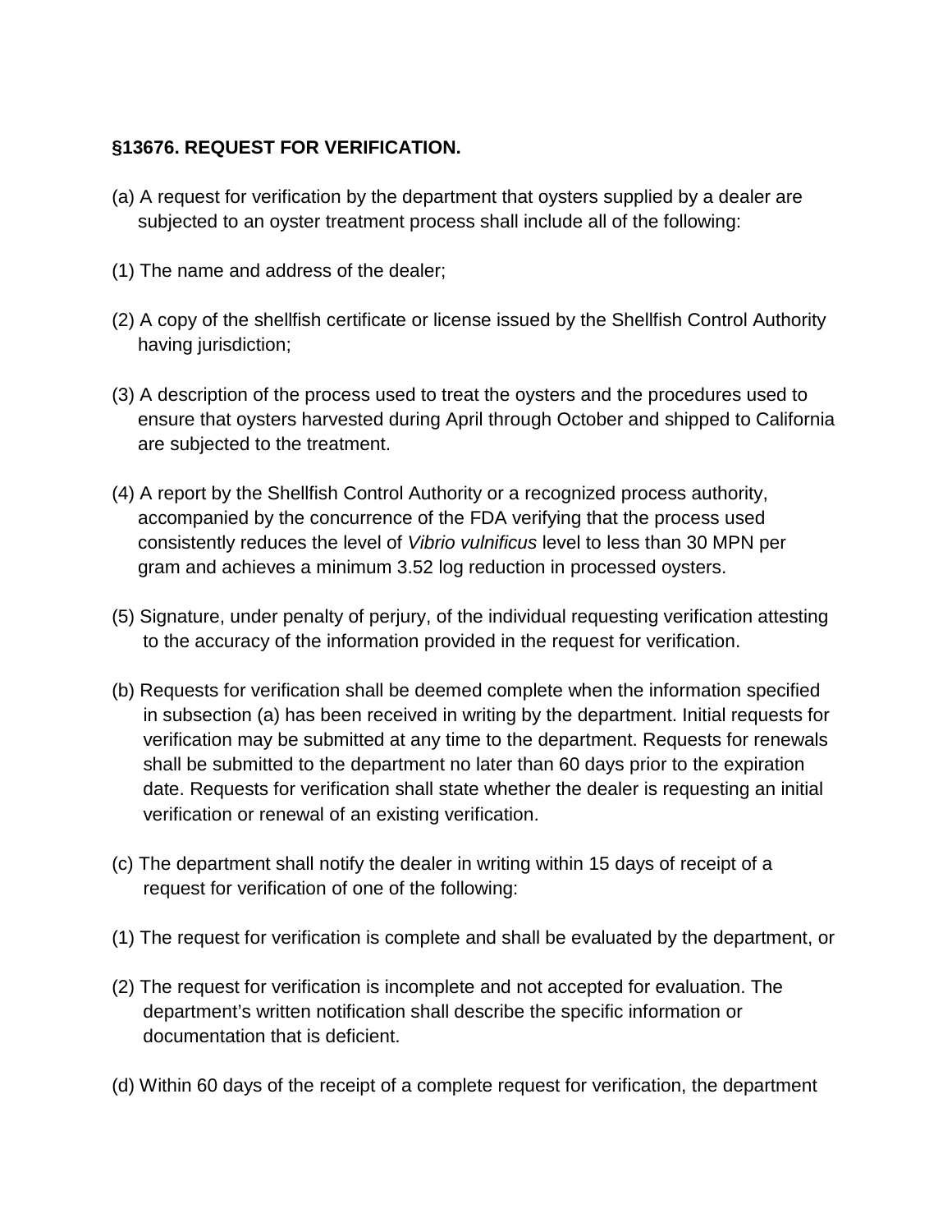**§13676. REQUEST FOR VERIFICATION.**

(a) A request for verification by the department that oysters supplied by a dealer are subjected to an oyster treatment process shall include all of the following:

(1) The name and address of the dealer;

(2) A copy of the shellfish certificate or license issued by the Shellfish Control Authority having jurisdiction;

(3) A description of the process used to treat the oysters and the procedures used to ensure that oysters harvested during April through October and shipped to California are subjected to the treatment.

(4) A report by the Shellfish Control Authority or a recognized process authority, accompanied by the concurrence of the FDA verifying that the process used consistently reduces the level of *Vibrio vulnificus* level to less than 30 MPN per gram and achieves a minimum 3.52 log reduction in processed oysters.

(5) Signature, under penalty of perjury, of the individual requesting verification attesting to the accuracy of the information provided in the request for verification.

(b) Requests for verification shall be deemed complete when the information specified in subsection (a) has been received in writing by the department. Initial requests for verification may be submitted at any time to the department. Requests for renewals shall be submitted to the department no later than 60 days prior to the expiration date. Requests for verification shall state whether the dealer is requesting an initial verification or renewal of an existing verification.

(c) The department shall notify the dealer in writing within 15 days of receipt of a request for verification of one of the following:

(1) The request for verification is complete and shall be evaluated by the department, or

(2) The request for verification is incomplete and not accepted for evaluation. The department's written notification shall describe the specific information or documentation that is deficient.

(d) Within 60 days of the receipt of a complete request for verification, the department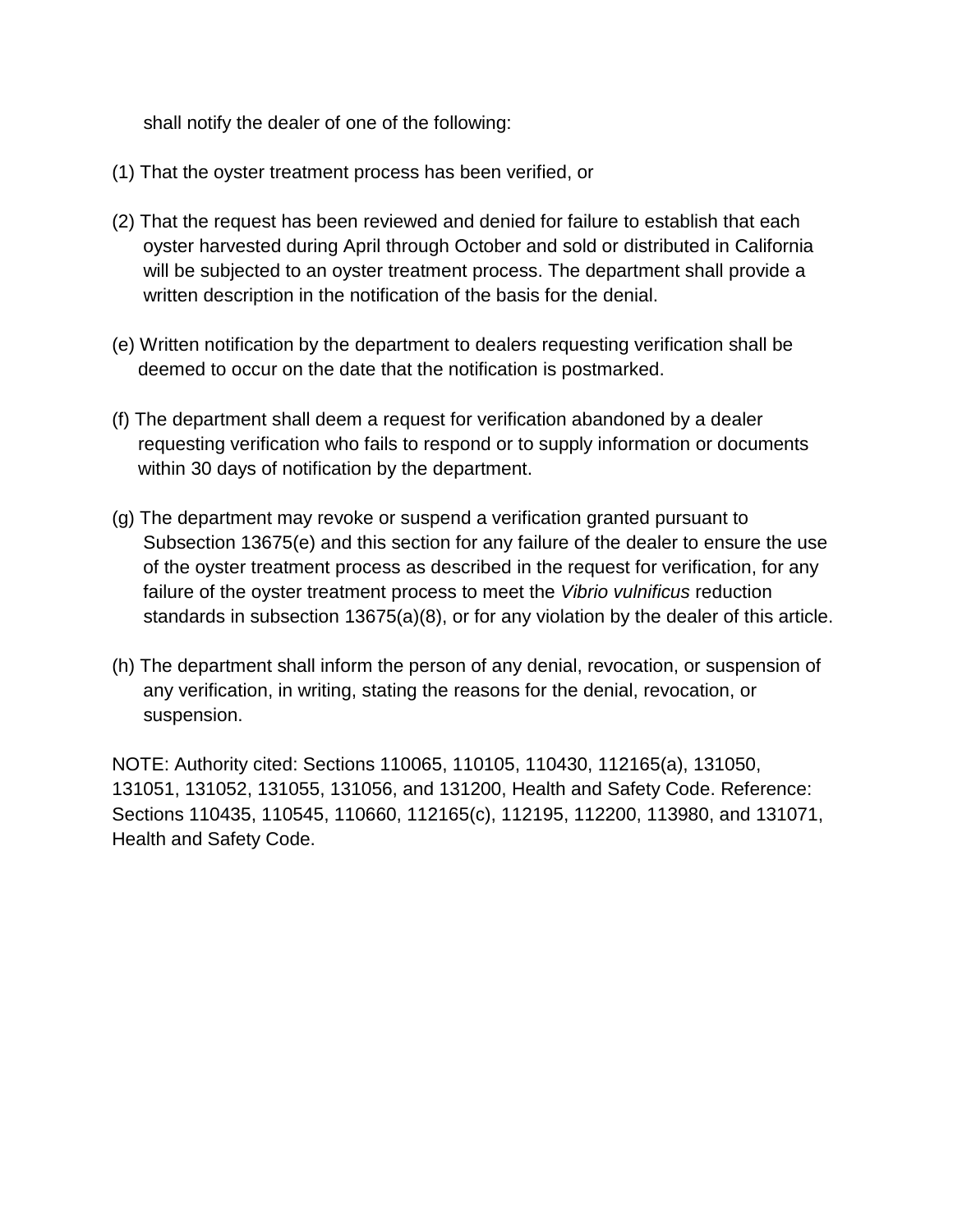shall notify the dealer of one of the following:

(1) That the oyster treatment process has been verified, or

(2) That the request has been reviewed and denied for failure to establish that each oyster harvested during April through October and sold or distributed in California will be subjected to an oyster treatment process. The department shall provide a written description in the notification of the basis for the denial.

(e) Written notification by the department to dealers requesting verification shall be deemed to occur on the date that the notification is postmarked.

(f) The department shall deem a request for verification abandoned by a dealer requesting verification who fails to respond or to supply information or documents within 30 days of notification by the department.

(g) The department may revoke or suspend a verification granted pursuant to Subsection 13675(e) and this section for any failure of the dealer to ensure the use of the oyster treatment process as described in the request for verification, for any failure of the oyster treatment process to meet the *Vibrio vulnificus* reduction standards in subsection 13675(a)(8), or for any violation by the dealer of this article.

(h) The department shall inform the person of any denial, revocation, or suspension of any verification, in writing, stating the reasons for the denial, revocation, or suspension.

NOTE: Authority cited: Sections 110065, 110105, 110430, 112165(a), 131050, 131051, 131052, 131055, 131056, and 131200, Health and Safety Code. Reference: Sections 110435, 110545, 110660, 112165(c), 112195, 112200, 113980, and 131071, Health and Safety Code.